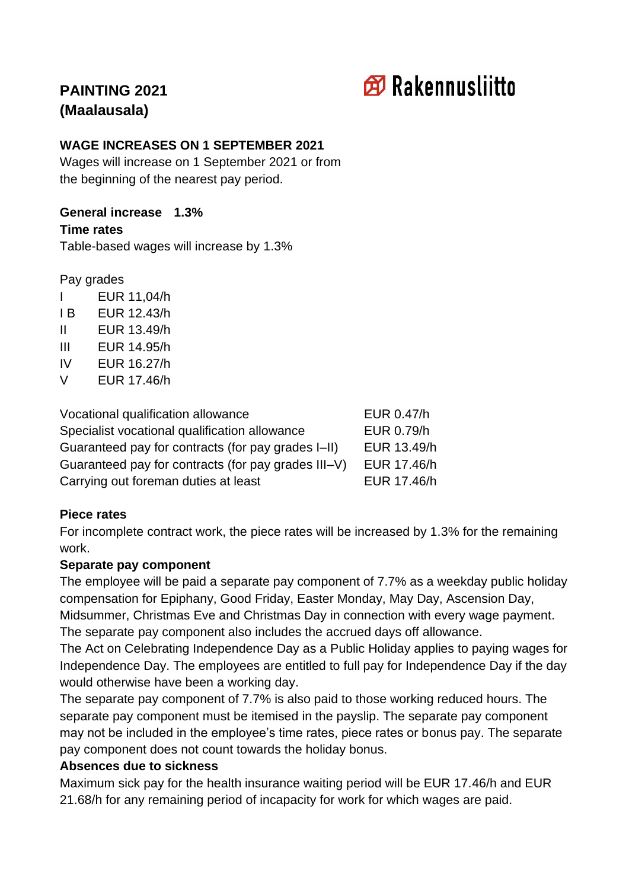# PAINTING 2021 (Maalausala)

Rakennusliitto

## WAGE INCREASES ON 1 SEPTEMBER 2021

Wages will increase on 1 September 2021 or from the beginning of the nearest pay period.

**General increase 1.3%**

**Time rates**

Table-based wages will increase by 1.3%

Pay grades

| | |
|---|---|
| I | EUR 11,04/h |
| I B | EUR 12.43/h |
| II | EUR 13.49/h |
| III | EUR 14.95/h |
| IV | EUR 16.27/h |
| V | EUR 17.46/h |

| | |
|---|---|
| Vocational qualification allowance | EUR 0.47/h |
| Specialist vocational qualification allowance | EUR 0.79/h |
| Guaranteed pay for contracts (for pay grades I–II) | EUR 13.49/h |
| Guaranteed pay for contracts (for pay grades III–V) | EUR 17.46/h |
| Carrying out foreman duties at least | EUR 17.46/h |

**Piece rates**

For incomplete contract work, the piece rates will be increased by 1.3% for the remaining work.

**Separate pay component**

The employee will be paid a separate pay component of 7.7% as a weekday public holiday compensation for Epiphany, Good Friday, Easter Monday, May Day, Ascension Day, Midsummer, Christmas Eve and Christmas Day in connection with every wage payment. The separate pay component also includes the accrued days off allowance.

The Act on Celebrating Independence Day as a Public Holiday applies to paying wages for Independence Day. The employees are entitled to full pay for Independence Day if the day would otherwise have been a working day.

The separate pay component of 7.7% is also paid to those working reduced hours. The separate pay component must be itemised in the payslip. The separate pay component may not be included in the employee's time rates, piece rates or bonus pay. The separate pay component does not count towards the holiday bonus.

**Absences due to sickness**

Maximum sick pay for the health insurance waiting period will be EUR 17.46/h and EUR 21.68/h for any remaining period of incapacity for work for which wages are paid.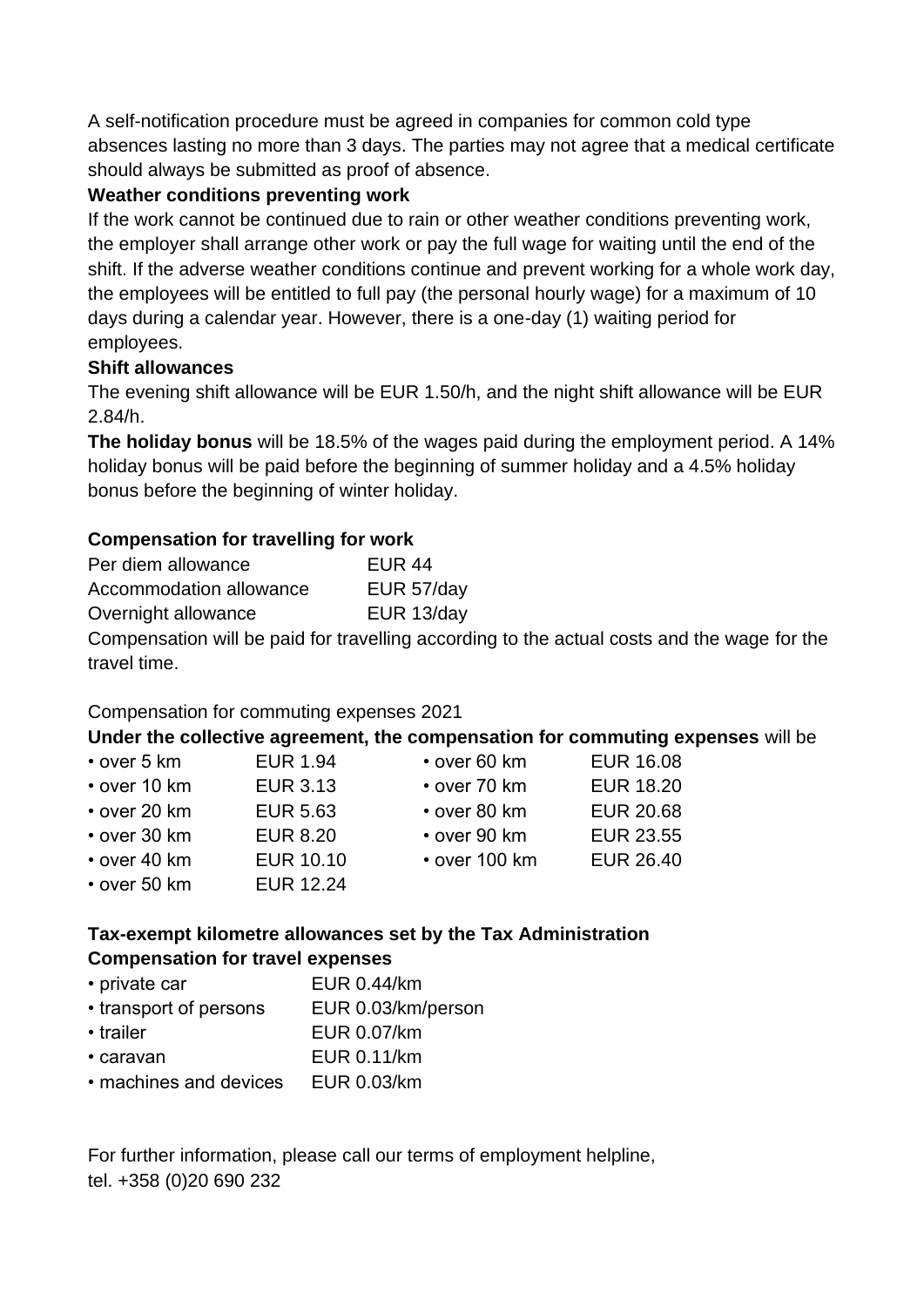A self-notification procedure must be agreed in companies for common cold type absences lasting no more than 3 days. The parties may not agree that a medical certificate should always be submitted as proof of absence.

**Weather conditions preventing work**

If the work cannot be continued due to rain or other weather conditions preventing work, the employer shall arrange other work or pay the full wage for waiting until the end of the shift. If the adverse weather conditions continue and prevent working for a whole work day, the employees will be entitled to full pay (the personal hourly wage) for a maximum of 10 days during a calendar year. However, there is a one-day (1) waiting period for employees.

**Shift allowances**

The evening shift allowance will be EUR 1.50/h, and the night shift allowance will be EUR 2.84/h.

**The holiday bonus** will be 18.5% of the wages paid during the employment period. A 14% holiday bonus will be paid before the beginning of summer holiday and a 4.5% holiday bonus before the beginning of winter holiday.

**Compensation for travelling for work**

| | |
|---|---|
| Per diem allowance | EUR 44 |
| Accommodation allowance | EUR 57/day |
| Overnight allowance | EUR 13/day |

Compensation will be paid for travelling according to the actual costs and the wage for the travel time.

Compensation for commuting expenses 2021

**Under the collective agreement, the compensation for commuting expenses** will be

| | | | |
|---|---|---|---|
| • over 5 km | EUR 1.94 | • over 60 km | EUR 16.08 |
| • over 10 km | EUR 3.13 | • over 70 km | EUR 18.20 |
| • over 20 km | EUR 5.63 | • over 80 km | EUR 20.68 |
| • over 30 km | EUR 8.20 | • over 90 km | EUR 23.55 |
| • over 40 km | EUR 10.10 | • over 100 km | EUR 26.40 |
| • over 50 km | EUR 12.24 | | |

**Tax-exempt kilometre allowances set by the Tax Administration**

**Compensation for travel expenses**

| | |
|---|---|
| • private car | EUR 0.44/km |
| • transport of persons | EUR 0.03/km/person |
| • trailer | EUR 0.07/km |
| • caravan | EUR 0.11/km |
| • machines and devices | EUR 0.03/km |

For further information, please call our terms of employment helpline, tel. +358 (0)20 690 232